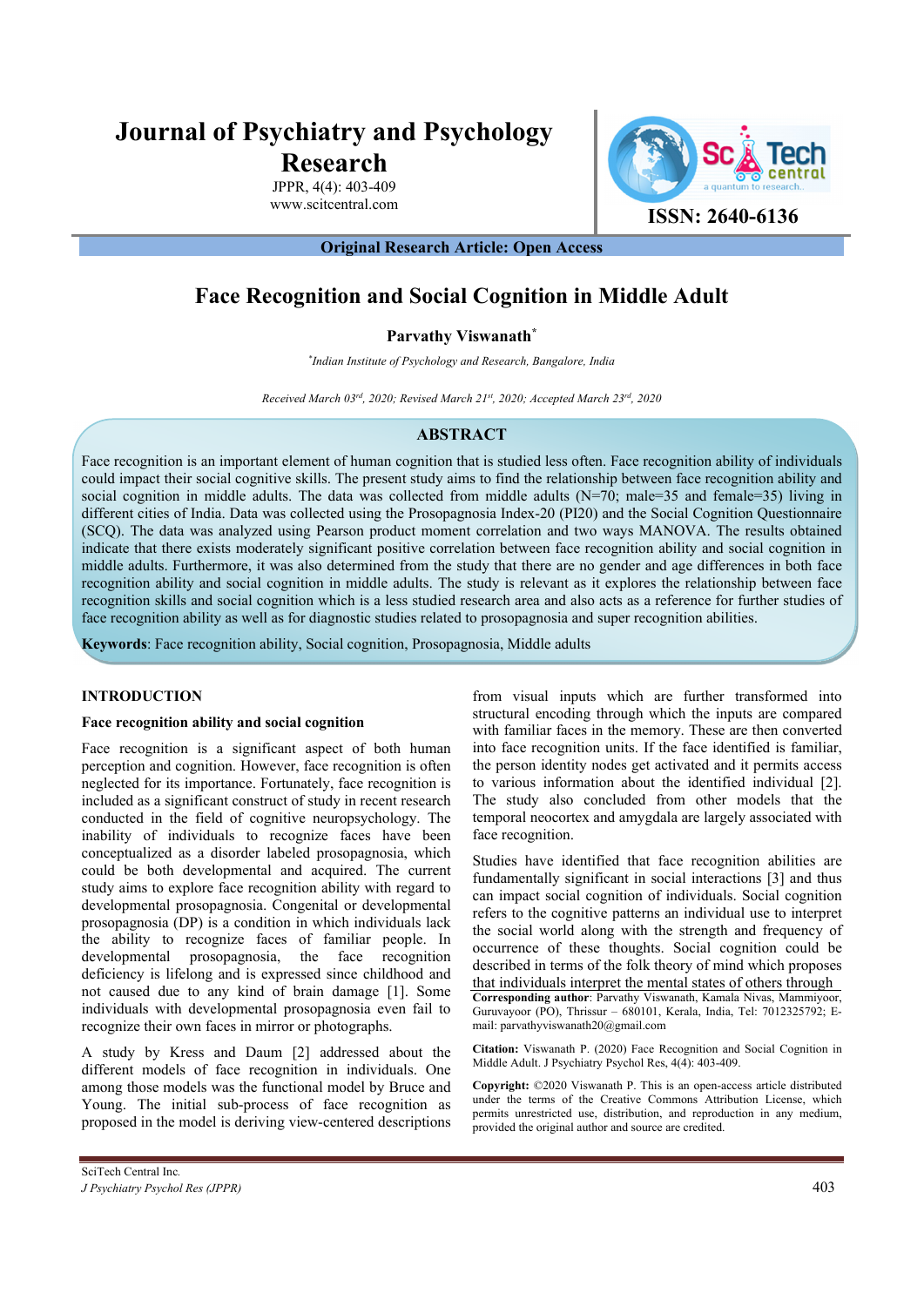# Journal of Psychiatry and Psychology Research

JPPR, 4(4): 403-409

www.scitcentral.com

ISSN: 2640-6136

**Original Research Article: Open Access**

## Face Recognition and Social Cognition in Middle Adult

**Parvathy Viswanath***

*Indian Institute of Psychology and Research, Bangalore, India*

*Received March 03rd, 2020; Revised March 21st, 2020; Accepted March 23rd, 2020*

### ABSTRACT

Face recognition is an important element of human cognition that is studied less often. Face recognition ability of individuals could impact their social cognitive skills. The present study aims to find the relationship between face recognition ability and social cognition in middle adults. The data was collected from middle adults (N=70; male=35 and female=35) living in different cities of India. Data was collected using the Prosopagnosia Index-20 (PI20) and the Social Cognition Questionnaire (SCQ). The data was analyzed using Pearson product moment correlation and two ways MANOVA. The results obtained indicate that there exists moderately significant positive correlation between face recognition ability and social cognition in middle adults. Furthermore, it was also determined from the study that there are no gender and age differences in both face recognition ability and social cognition in middle adults. The study is relevant as it explores the relationship between face recognition skills and social cognition which is a less studied research area and also acts as a reference for further studies of face recognition ability as well as for diagnostic studies related to prosopagnosia and super recognition abilities.

**Keywords**: Face recognition ability, Social cognition, Prosopagnosia, Middle adults

### INTRODUCTION

#### Face recognition ability and social cognition

Face recognition is a significant aspect of both human perception and cognition. However, face recognition is often neglected for its importance. Fortunately, face recognition is included as a significant construct of study in recent research conducted in the field of cognitive neuropsychology. The inability of individuals to recognize faces have been conceptualized as a disorder labeled prosopagnosia, which could be both developmental and acquired. The current study aims to explore face recognition ability with regard to developmental prosopagnosia. Congenital or developmental prosopagnosia (DP) is a condition in which individuals lack the ability to recognize faces of familiar people. In developmental prosopagnosia, the face recognition deficiency is lifelong and is expressed since childhood and not caused due to any kind of brain damage [1]. Some individuals with developmental prosopagnosia even fail to recognize their own faces in mirror or photographs.

A study by Kress and Daum [2] addressed about the different models of face recognition in individuals. One among those models was the functional model by Bruce and Young. The initial sub-process of face recognition as proposed in the model is deriving view-centered descriptions from visual inputs which are further transformed into structural encoding through which the inputs are compared with familiar faces in the memory. These are then converted into face recognition units. If the face identified is familiar, the person identity nodes get activated and it permits access to various information about the identified individual [2]. The study also concluded from other models that the temporal neocortex and amygdala are largely associated with face recognition.

Studies have identified that face recognition abilities are fundamentally significant in social interactions [3] and thus can impact social cognition of individuals. Social cognition refers to the cognitive patterns an individual use to interpret the social world along with the strength and frequency of occurrence of these thoughts. Social cognition could be described in terms of the folk theory of mind which proposes that individuals interpret the mental states of others through

**Corresponding author**: Parvathy Viswanath, Kamala Nivas, Mammiyoor, Guruvayoor (PO), Thrissur – 680101, Kerala, India, Tel: 7012325792; E-mail: parvathyviswanath20@gmail.com

**Citation:** Viswanath P. (2020) Face Recognition and Social Cognition in Middle Adult. J Psychiatry Psychol Res, 4(4): 403-409.

**Copyright:** ©2020 Viswanath P. This is an open-access article distributed under the terms of the Creative Commons Attribution License, which permits unrestricted use, distribution, and reproduction in any medium, provided the original author and source are credited.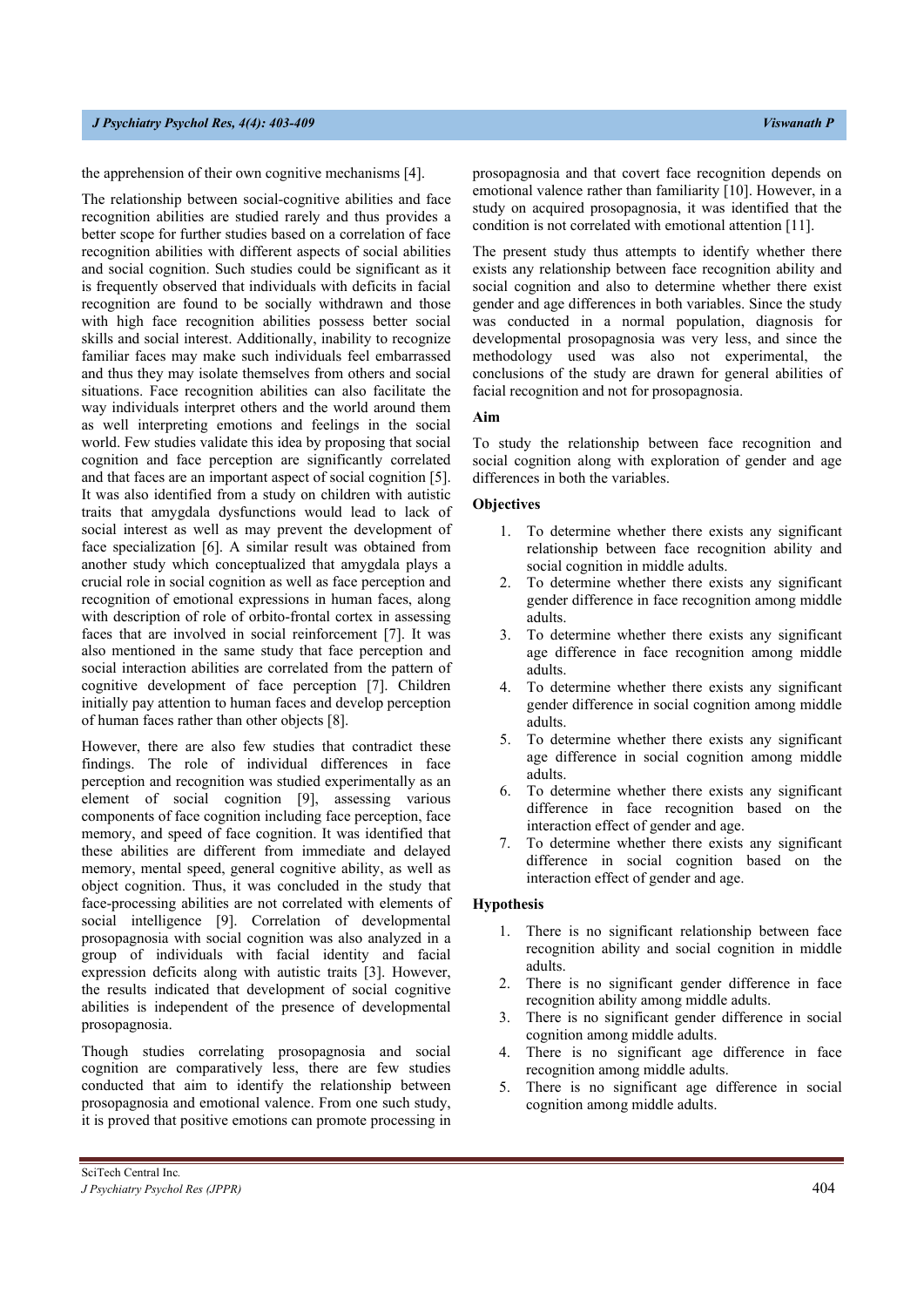the apprehension of their own cognitive mechanisms [4].

The relationship between social-cognitive abilities and face recognition abilities are studied rarely and thus provides a better scope for further studies based on a correlation of face recognition abilities with different aspects of social abilities and social cognition. Such studies could be significant as it is frequently observed that individuals with deficits in facial recognition are found to be socially withdrawn and those with high face recognition abilities possess better social skills and social interest. Additionally, inability to recognize familiar faces may make such individuals feel embarrassed and thus they may isolate themselves from others and social situations. Face recognition abilities can also facilitate the way individuals interpret others and the world around them as well interpreting emotions and feelings in the social world. Few studies validate this idea by proposing that social cognition and face perception are significantly correlated and that faces are an important aspect of social cognition [5]. It was also identified from a study on children with autistic traits that amygdala dysfunctions would lead to lack of social interest as well as may prevent the development of face specialization [6]. A similar result was obtained from another study which conceptualized that amygdala plays a crucial role in social cognition as well as face perception and recognition of emotional expressions in human faces, along with description of role of orbito-frontal cortex in assessing faces that are involved in social reinforcement [7]. It was also mentioned in the same study that face perception and social interaction abilities are correlated from the pattern of cognitive development of face perception [7]. Children initially pay attention to human faces and develop perception of human faces rather than other objects [8].

However, there are also few studies that contradict these findings. The role of individual differences in face perception and recognition was studied experimentally as an element of social cognition [9], assessing various components of face cognition including face perception, face memory, and speed of face cognition. It was identified that these abilities are different from immediate and delayed memory, mental speed, general cognitive ability, as well as object cognition. Thus, it was concluded in the study that face-processing abilities are not correlated with elements of social intelligence [9]. Correlation of developmental prosopagnosia with social cognition was also analyzed in a group of individuals with facial identity and facial expression deficits along with autistic traits [3]. However, the results indicated that development of social cognitive abilities is independent of the presence of developmental prosopagnosia.

Though studies correlating prosopagnosia and social cognition are comparatively less, there are few studies conducted that aim to identify the relationship between prosopagnosia and emotional valence. From one such study, it is proved that positive emotions can promote processing in prosopagnosia and that covert face recognition depends on emotional valence rather than familiarity [10]. However, in a study on acquired prosopagnosia, it was identified that the condition is not correlated with emotional attention [11].

The present study thus attempts to identify whether there exists any relationship between face recognition ability and social cognition and also to determine whether there exist gender and age differences in both variables. Since the study was conducted in a normal population, diagnosis for developmental prosopagnosia was very less, and since the methodology used was also not experimental, the conclusions of the study are drawn for general abilities of facial recognition and not for prosopagnosia.

### Aim

To study the relationship between face recognition and social cognition along with exploration of gender and age differences in both the variables.

### Objectives

1. To determine whether there exists any significant relationship between face recognition ability and social cognition in middle adults.
2. To determine whether there exists any significant gender difference in face recognition among middle adults.
3. To determine whether there exists any significant age difference in face recognition among middle adults.
4. To determine whether there exists any significant gender difference in social cognition among middle adults.
5. To determine whether there exists any significant age difference in social cognition among middle adults.
6. To determine whether there exists any significant difference in face recognition based on the interaction effect of gender and age.
7. To determine whether there exists any significant difference in social cognition based on the interaction effect of gender and age.

### Hypothesis

1. There is no significant relationship between face recognition ability and social cognition in middle adults.
2. There is no significant gender difference in face recognition ability among middle adults.
3. There is no significant gender difference in social cognition among middle adults.
4. There is no significant age difference in face recognition among middle adults.
5. There is no significant age difference in social cognition among middle adults.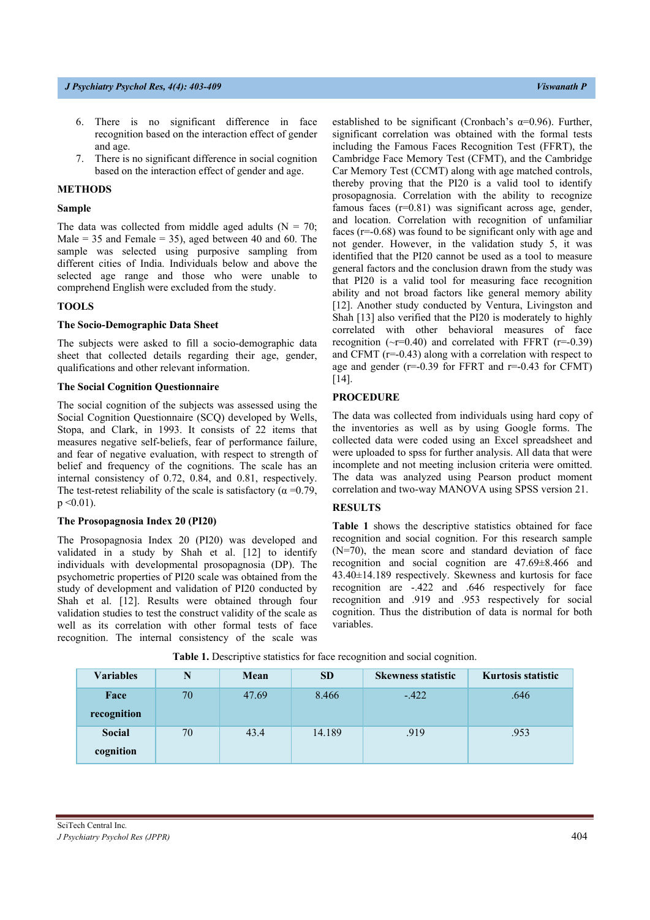6. There is no significant difference in face recognition based on the interaction effect of gender and age.
7. There is no significant difference in social cognition based on the interaction effect of gender and age.

## METHODS

### Sample

The data was collected from middle aged adults (N = 70; Male = 35 and Female = 35), aged between 40 and 60. The sample was selected using purposive sampling from different cities of India. Individuals below and above the selected age range and those who were unable to comprehend English were excluded from the study.

## TOOLS

### The Socio-Demographic Data Sheet

The subjects were asked to fill a socio-demographic data sheet that collected details regarding their age, gender, qualifications and other relevant information.

### The Social Cognition Questionnaire

The social cognition of the subjects was assessed using the Social Cognition Questionnaire (SCQ) developed by Wells, Stopa, and Clark, in 1993. It consists of 22 items that measures negative self-beliefs, fear of performance failure, and fear of negative evaluation, with respect to strength of belief and frequency of the cognitions. The scale has an internal consistency of 0.72, 0.84, and 0.81, respectively. The test-retest reliability of the scale is satisfactory ($\alpha$ =0.79, p <0.01).

### The Prosopagnosia Index 20 (PI20)

The Prosopagnosia Index 20 (PI20) was developed and validated in a study by Shah et al. [12] to identify individuals with developmental prosopagnosia (DP). The psychometric properties of PI20 scale was obtained from the study of development and validation of PI20 conducted by Shah et al. [12]. Results were obtained through four validation studies to test the construct validity of the scale as well as its correlation with other formal tests of face recognition. The internal consistency of the scale was established to be significant (Cronbach's $\alpha$=0.96). Further, significant correlation was obtained with the formal tests including the Famous Faces Recognition Test (FFRT), the Cambridge Face Memory Test (CFMT), and the Cambridge Car Memory Test (CCMT) along with age matched controls, thereby proving that the PI20 is a valid tool to identify prosopagnosia. Correlation with the ability to recognize famous faces (r=0.81) was significant across age, gender, and location. Correlation with recognition of unfamiliar faces (r=-0.68) was found to be significant only with age and not gender. However, in the validation study 5, it was identified that the PI20 cannot be used as a tool to measure general factors and the conclusion drawn from the study was that PI20 is a valid tool for measuring face recognition ability and not broad factors like general memory ability [12]. Another study conducted by Ventura, Livingston and Shah [13] also verified that the PI20 is moderately to highly correlated with other behavioral measures of face recognition (~r=0.40) and correlated with FFRT (r=-0.39) and CFMT (r=-0.43) along with a correlation with respect to age and gender (r=-0.39 for FFRT and r=-0.43 for CFMT) [14].

## PROCEDURE

The data was collected from individuals using hard copy of the inventories as well as by using Google forms. The collected data were coded using an Excel spreadsheet and were uploaded to spss for further analysis. All data that were incomplete and not meeting inclusion criteria were omitted. The data was analyzed using Pearson product moment correlation and two-way MANOVA using SPSS version 21.

## RESULTS

**Table 1** shows the descriptive statistics obtained for face recognition and social cognition. For this research sample (N=70), the mean score and standard deviation of face recognition and social cognition are 47.69±8.466 and 43.40±14.189 respectively. Skewness and kurtosis for face recognition are -.422 and .646 respectively for face recognition and .919 and .953 respectively for social cognition. Thus the distribution of data is normal for both variables.

**Table 1.** Descriptive statistics for face recognition and social cognition.

| Variables | N | Mean | SD | Skewness statistic | Kurtosis statistic |
|---|---|---|---|---|---|
| **Face recognition** | 70 | 47.69 | 8.466 | -.422 | .646 |
| **Social cognition** | 70 | 43.4 | 14.189 | .919 | .953 |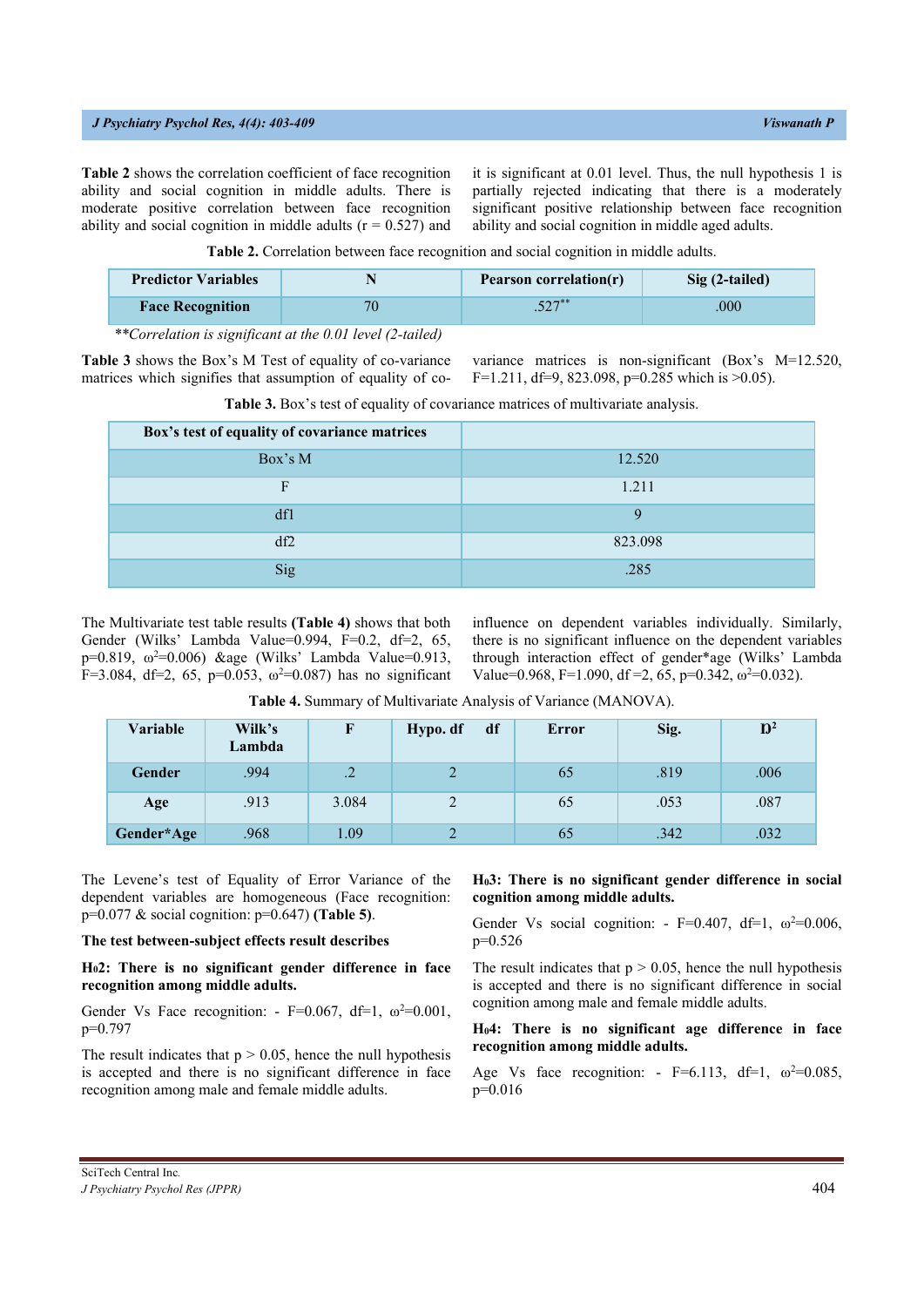**Table 2** shows the correlation coefficient of face recognition ability and social cognition in middle adults. There is moderate positive correlation between face recognition ability and social cognition in middle adults (r = 0.527) and it is significant at 0.01 level. Thus, the null hypothesis 1 is partially rejected indicating that there is a moderately significant positive relationship between face recognition ability and social cognition in middle aged adults.

**Table 2.** Correlation between face recognition and social cognition in middle adults.

| Predictor Variables | N | Pearson correlation(r) | Sig (2-tailed) |
|---|---|---|---|
| **Face Recognition** | 70 | .527** | .000 |

*\*\*Correlation is significant at the 0.01 level (2-tailed)*

**Table 3** shows the Box's M Test of equality of co-variance matrices which signifies that assumption of equality of co-variance matrices is non-significant (Box's M=12.520, F=1.211, df=9, 823.098, p=0.285 which is >0.05).

**Table 3.** Box's test of equality of covariance matrices of multivariate analysis.

| Box's test of equality of covariance matrices | |
|---|---|
| Box's M | 12.520 |
| F | 1.211 |
| df1 | 9 |
| df2 | 823.098 |
| Sig | .285 |

The Multivariate test table results **(Table 4)** shows that both Gender (Wilks' Lambda Value=0.994, F=0.2, df=2, 65, p=0.819, $\omega^2$=0.006) &age (Wilks' Lambda Value=0.913, F=3.084, df=2, 65, p=0.053, $\omega^2$=0.087) has no significant influence on dependent variables individually. Similarly, there is no significant influence on the dependent variables through interaction effect of gender*age (Wilks' Lambda Value=0.968, F=1.090, df =2, 65, p=0.342, $\omega^2$=0.032).

**Table 4.** Summary of Multivariate Analysis of Variance (MANOVA).

| Variable | Wilk's Lambda | F | Hypo. df | Error df | Sig. | $\omega^2$ |
|---|---|---|---|---|---|---|
| **Gender** | .994 | .2 | 2 | 65 | .819 | .006 |
| **Age** | .913 | 3.084 | 2 | 65 | .053 | .087 |
| **Gender*Age** | .968 | 1.09 | 2 | 65 | .342 | .032 |

The Levene's test of Equality of Error Variance of the dependent variables are homogeneous (Face recognition: p=0.077 & social cognition: p=0.647) **(Table 5)**.

**The test between-subject effects result describes**

**$H_02$: There is no significant gender difference in face recognition among middle adults.**

Gender Vs Face recognition: - F=0.067, df=1, $\omega^2$=0.001, p=0.797

The result indicates that p > 0.05, hence the null hypothesis is accepted and there is no significant difference in face recognition among male and female middle adults.

**$H_03$: There is no significant gender difference in social cognition among middle adults.**

Gender Vs social cognition: - F=0.407, df=1, $\omega^2$=0.006, p=0.526

The result indicates that p > 0.05, hence the null hypothesis is accepted and there is no significant difference in social cognition among male and female middle adults.

**$H_04$: There is no significant age difference in face recognition among middle adults.**

Age Vs face recognition: - F=6.113, df=1, $\omega^2$=0.085, p=0.016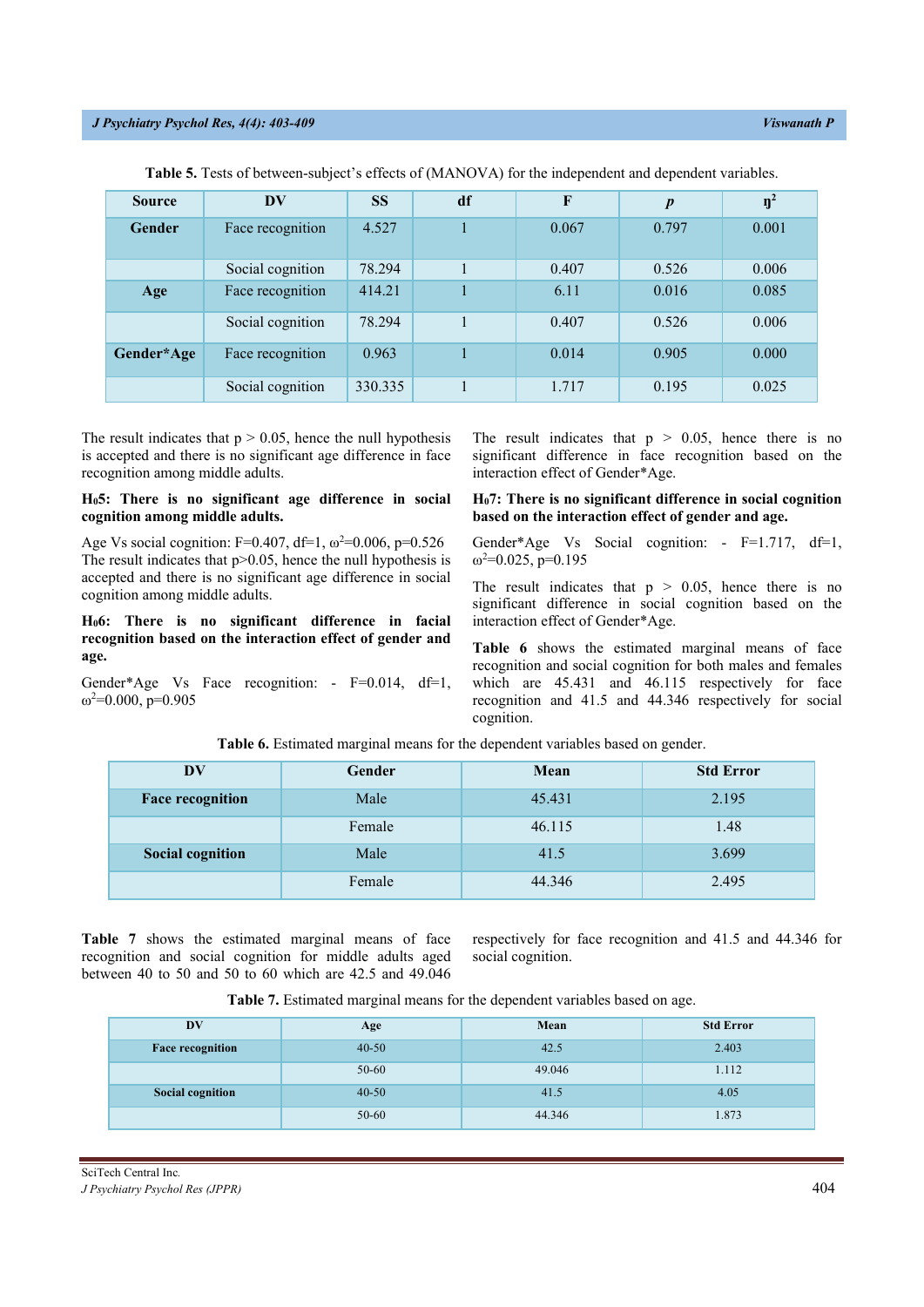**Table 5.** Tests of between-subject's effects of (MANOVA) for the independent and dependent variables.

| Source | DV | SS | df | F | *p* | $\eta^2$ |
|---|---|---|---|---|---|---|
| **Gender** | Face recognition | 4.527 | 1 | 0.067 | 0.797 | 0.001 |
| | Social cognition | 78.294 | 1 | 0.407 | 0.526 | 0.006 |
| **Age** | Face recognition | 414.21 | 1 | 6.11 | 0.016 | 0.085 |
| | Social cognition | 78.294 | 1 | 0.407 | 0.526 | 0.006 |
| **Gender*Age** | Face recognition | 0.963 | 1 | 0.014 | 0.905 | 0.000 |
| | Social cognition | 330.335 | 1 | 1.717 | 0.195 | 0.025 |

The result indicates that $p > 0.05$, hence the null hypothesis is accepted and there is no significant age difference in face recognition among middle adults.

**$H_0$5: There is no significant age difference in social cognition among middle adults.**

Age Vs social cognition: F=0.407, df=1, $\omega^2$=0.006, p=0.526

The result indicates that $p>0.05$, hence the null hypothesis is accepted and there is no significant age difference in social cognition among middle adults.

**$H_0$6: There is no significant difference in facial recognition based on the interaction effect of gender and age.**

Gender*Age Vs Face recognition: - F=0.014, df=1, $\omega^2$=0.000, p=0.905

The result indicates that $p > 0.05$, hence there is no significant difference in face recognition based on the interaction effect of Gender*Age.

**$H_0$7: There is no significant difference in social cognition based on the interaction effect of gender and age.**

Gender*Age Vs Social cognition: - F=1.717, df=1, $\omega^2$=0.025, p=0.195

The result indicates that $p > 0.05$, hence there is no significant difference in social cognition based on the interaction effect of Gender*Age.

**Table 6** shows the estimated marginal means of face recognition and social cognition for both males and females which are 45.431 and 46.115 respectively for face recognition and 41.5 and 44.346 respectively for social cognition.

**Table 6.** Estimated marginal means for the dependent variables based on gender.

| DV | Gender | Mean | Std Error |
|---|---|---|---|
| **Face recognition** | Male | 45.431 | 2.195 |
| | Female | 46.115 | 1.48 |
| **Social cognition** | Male | 41.5 | 3.699 |
| | Female | 44.346 | 2.495 |

**Table 7** shows the estimated marginal means of face recognition and social cognition for middle adults aged between 40 to 50 and 50 to 60 which are 42.5 and 49.046 respectively for face recognition and 41.5 and 44.346 for social cognition.

**Table 7.** Estimated marginal means for the dependent variables based on age.

| DV | Age | Mean | Std Error |
|---|---|---|---|
| **Face recognition** | 40-50 | 42.5 | 2.403 |
| | 50-60 | 49.046 | 1.112 |
| **Social cognition** | 40-50 | 41.5 | 4.05 |
| | 50-60 | 44.346 | 1.873 |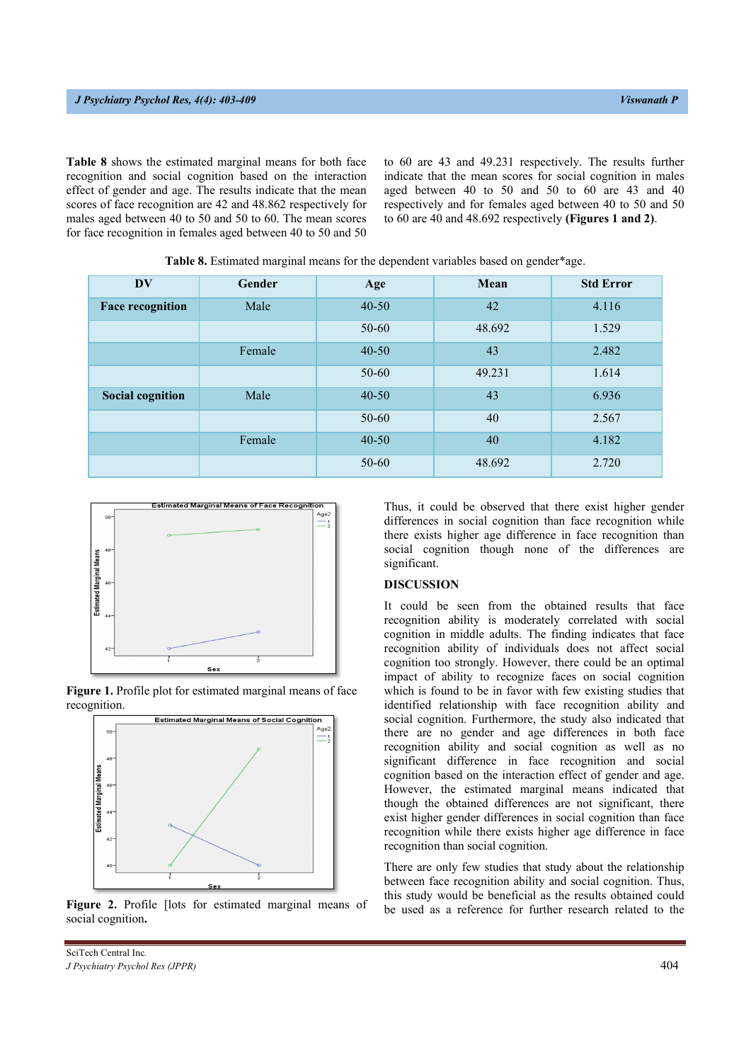**Table 8** shows the estimated marginal means for both face recognition and social cognition based on the interaction effect of gender and age. The results indicate that the mean scores of face recognition are 42 and 48.862 respectively for males aged between 40 to 50 and 50 to 60. The mean scores for face recognition in females aged between 40 to 50 and 50 to 60 are 43 and 49.231 respectively. The results further indicate that the mean scores for social cognition in males aged between 40 to 50 and 50 to 60 are 43 and 40 respectively and for females aged between 40 to 50 and 50 to 60 are 40 and 48.692 respectively **(Figures 1 and 2)**.

**Table 8.** Estimated marginal means for the dependent variables based on gender*age.

| DV | Gender | Age | Mean | Std Error |
|---|---|---|---|---|
| **Face recognition** | Male | 40-50 | 42 | 4.116 |
| | | 50-60 | 48.692 | 1.529 |
| | Female | 40-50 | 43 | 2.482 |
| | | 50-60 | 49.231 | 1.614 |
| **Social cognition** | Male | 40-50 | 43 | 6.936 |
| | | 50-60 | 40 | 2.567 |
| | Female | 40-50 | 40 | 4.182 |
| | | 50-60 | 48.692 | 2.720 |

**Figure 1.** Profile plot for estimated marginal means of face recognition.

**Figure 2.** Profile [lots for estimated marginal means of social cognition.

Thus, it could be observed that there exist higher gender differences in social cognition than face recognition while there exists higher age difference in face recognition than social cognition though none of the differences are significant.

## DISCUSSION

It could be seen from the obtained results that face recognition ability is moderately correlated with social cognition in middle adults. The finding indicates that face recognition ability of individuals does not affect social cognition too strongly. However, there could be an optimal impact of ability to recognize faces on social cognition which is found to be in favor with few existing studies that identified relationship with face recognition ability and social cognition. Furthermore, the study also indicated that there are no gender and age differences in both face recognition ability and social cognition as well as no significant difference in face recognition and social cognition based on the interaction effect of gender and age. However, the estimated marginal means indicated that though the obtained differences are not significant, there exist higher gender differences in social cognition than face recognition while there exists higher age difference in face recognition than social cognition.

There are only few studies that study about the relationship between face recognition ability and social cognition. Thus, this study would be beneficial as the results obtained could be used as a reference for further research related to the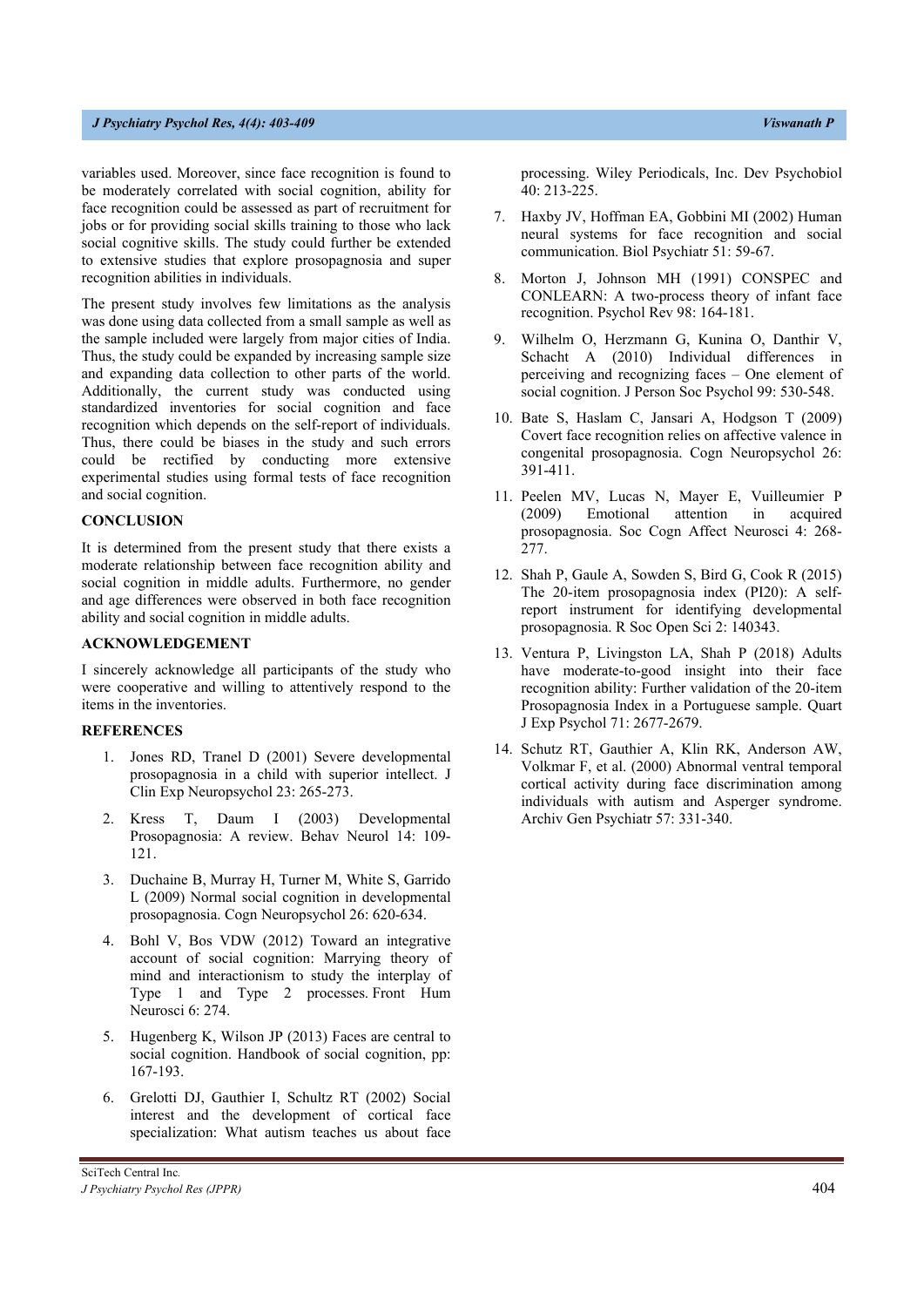variables used. Moreover, since face recognition is found to be moderately correlated with social cognition, ability for face recognition could be assessed as part of recruitment for jobs or for providing social skills training to those who lack social cognitive skills. The study could further be extended to extensive studies that explore prosopagnosia and super recognition abilities in individuals.

The present study involves few limitations as the analysis was done using data collected from a small sample as well as the sample included were largely from major cities of India. Thus, the study could be expanded by increasing sample size and expanding data collection to other parts of the world. Additionally, the current study was conducted using standardized inventories for social cognition and face recognition which depends on the self-report of individuals. Thus, there could be biases in the study and such errors could be rectified by conducting more extensive experimental studies using formal tests of face recognition and social cognition.

## CONCLUSION

It is determined from the present study that there exists a moderate relationship between face recognition ability and social cognition in middle adults. Furthermore, no gender and age differences were observed in both face recognition ability and social cognition in middle adults.

## ACKNOWLEDGEMENT

I sincerely acknowledge all participants of the study who were cooperative and willing to attentively respond to the items in the inventories.

## REFERENCES

1. Jones RD, Tranel D (2001) Severe developmental prosopagnosia in a child with superior intellect. J Clin Exp Neuropsychol 23: 265-273.
2. Kress T, Daum I (2003) Developmental Prosopagnosia: A review. Behav Neurol 14: 109-121.
3. Duchaine B, Murray H, Turner M, White S, Garrido L (2009) Normal social cognition in developmental prosopagnosia. Cogn Neuropsychol 26: 620-634.
4. Bohl V, Bos VDW (2012) Toward an integrative account of social cognition: Marrying theory of mind and interactionism to study the interplay of Type 1 and Type 2 processes. Front Hum Neurosci 6: 274.
5. Hugenberg K, Wilson JP (2013) Faces are central to social cognition. Handbook of social cognition, pp: 167-193.
6. Grelotti DJ, Gauthier I, Schultz RT (2002) Social interest and the development of cortical face specialization: What autism teaches us about face processing. Wiley Periodicals, Inc. Dev Psychobiol 40: 213-225.
7. Haxby JV, Hoffman EA, Gobbini MI (2002) Human neural systems for face recognition and social communication. Biol Psychiatr 51: 59-67.
8. Morton J, Johnson MH (1991) CONSPEC and CONLEARN: A two-process theory of infant face recognition. Psychol Rev 98: 164-181.
9. Wilhelm O, Herzmann G, Kunina O, Danthir V, Schacht A (2010) Individual differences in perceiving and recognizing faces – One element of social cognition. J Person Soc Psychol 99: 530-548.
10. Bate S, Haslam C, Jansari A, Hodgson T (2009) Covert face recognition relies on affective valence in congenital prosopagnosia. Cogn Neuropsychol 26: 391-411.
11. Peelen MV, Lucas N, Mayer E, Vuilleumier P (2009) Emotional attention in acquired prosopagnosia. Soc Cogn Affect Neurosci 4: 268-277.
12. Shah P, Gaule A, Sowden S, Bird G, Cook R (2015) The 20-item prosopagnosia index (PI20): A self-report instrument for identifying developmental prosopagnosia. R Soc Open Sci 2: 140343.
13. Ventura P, Livingston LA, Shah P (2018) Adults have moderate-to-good insight into their face recognition ability: Further validation of the 20-item Prosopagnosia Index in a Portuguese sample. Quart J Exp Psychol 71: 2677-2679.
14. Schutz RT, Gauthier A, Klin RK, Anderson AW, Volkmar F, et al. (2000) Abnormal ventral temporal cortical activity during face discrimination among individuals with autism and Asperger syndrome. Archiv Gen Psychiatr 57: 331-340.